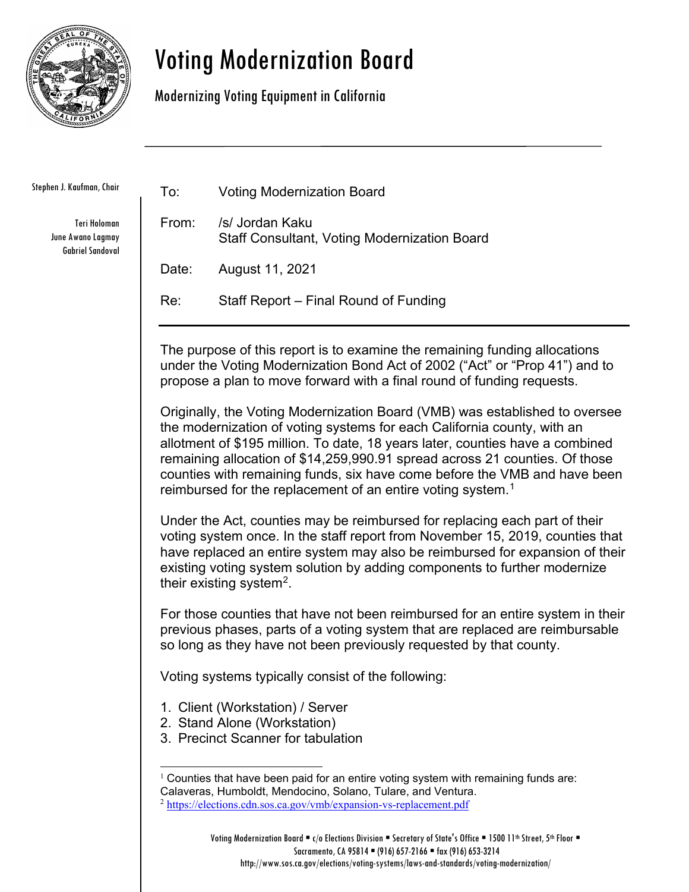# Voting Modernization Board

## Modernizing Voting Equipment in California

Stephen J. Kaufman, Chair

Teri Holoman
June Awano Lagmay
Gabriel Sandoval

To: Voting Modernization Board

From: /s/ Jordan Kaku
Staff Consultant, Voting Modernization Board

Date: August 11, 2021

Re: Staff Report – Final Round of Funding

The purpose of this report is to examine the remaining funding allocations under the Voting Modernization Bond Act of 2002 ("Act" or "Prop 41") and to propose a plan to move forward with a final round of funding requests.

Originally, the Voting Modernization Board (VMB) was established to oversee the modernization of voting systems for each California county, with an allotment of $195 million. To date, 18 years later, counties have a combined remaining allocation of $14,259,990.91 spread across 21 counties. Of those counties with remaining funds, six have come before the VMB and have been reimbursed for the replacement of an entire voting system.[1]

Under the Act, counties may be reimbursed for replacing each part of their voting system once. In the staff report from November 15, 2019, counties that have replaced an entire system may also be reimbursed for expansion of their existing voting system solution by adding components to further modernize their existing system[2].

For those counties that have not been reimbursed for an entire system in their previous phases, parts of a voting system that are replaced are reimbursable so long as they have not been previously requested by that county.

Voting systems typically consist of the following:

1. Client (Workstation) / Server
2. Stand Alone (Workstation)
3. Precinct Scanner for tabulation

[1] Counties that have been paid for an entire voting system with remaining funds are: Calaveras, Humboldt, Mendocino, Solano, Tulare, and Ventura.

[2] https://elections.cdn.sos.ca.gov/vmb/expansion-vs-replacement.pdf

Voting Modernization Board ▪ c/o Elections Division ▪ Secretary of State's Office ▪ 1500 11th Street, 5th Floor ▪ Sacramento, CA 95814 ▪ (916) 657-2166 ▪ fax (916) 653-3214
http://www.sos.ca.gov/elections/voting-systems/laws-and-standards/voting-modernization/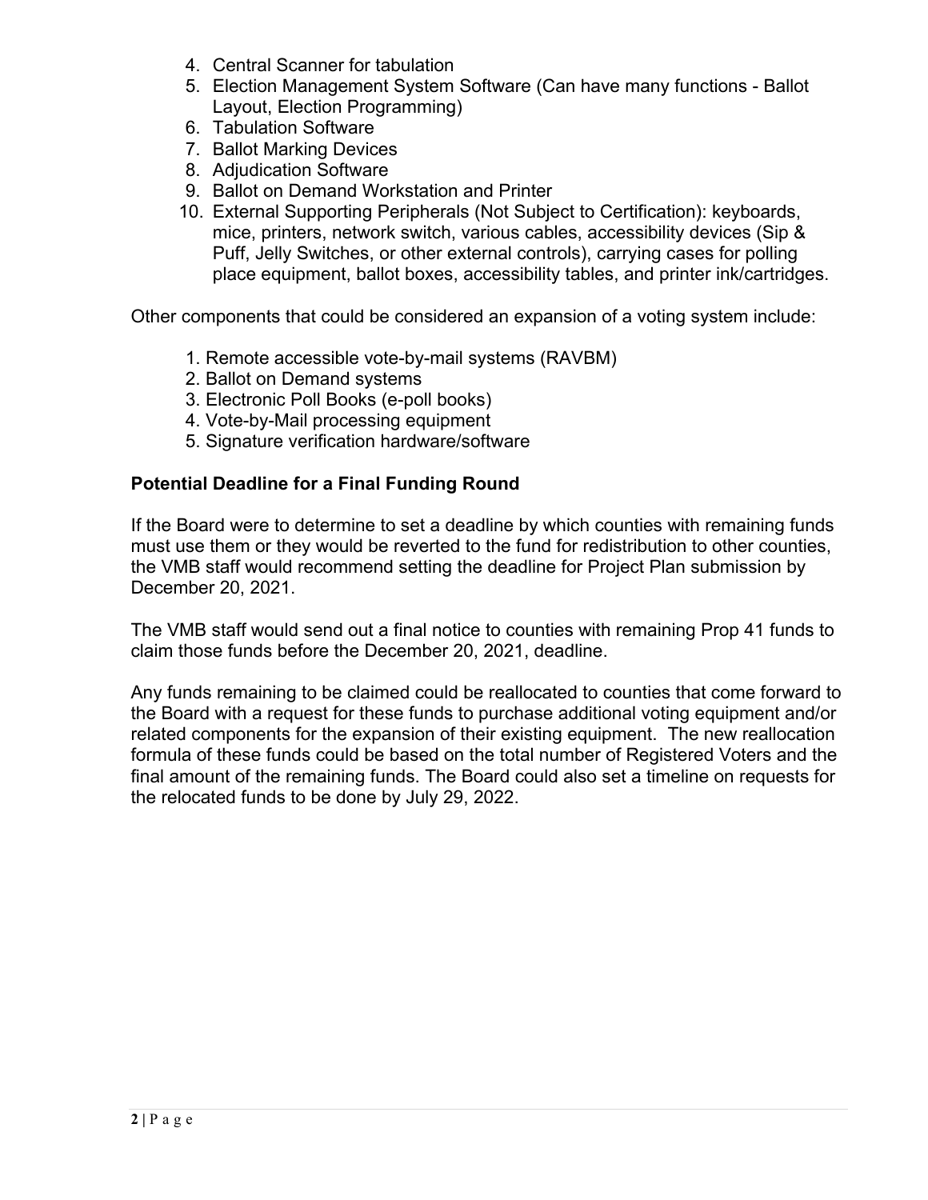4. Central Scanner for tabulation
5. Election Management System Software (Can have many functions - Ballot Layout, Election Programming)
6. Tabulation Software
7. Ballot Marking Devices
8. Adjudication Software
9. Ballot on Demand Workstation and Printer
10. External Supporting Peripherals (Not Subject to Certification): keyboards, mice, printers, network switch, various cables, accessibility devices (Sip & Puff, Jelly Switches, or other external controls), carrying cases for polling place equipment, ballot boxes, accessibility tables, and printer ink/cartridges.

Other components that could be considered an expansion of a voting system include:

1. Remote accessible vote-by-mail systems (RAVBM)
2. Ballot on Demand systems
3. Electronic Poll Books (e-poll books)
4. Vote-by-Mail processing equipment
5. Signature verification hardware/software

**Potential Deadline for a Final Funding Round**

If the Board were to determine to set a deadline by which counties with remaining funds must use them or they would be reverted to the fund for redistribution to other counties, the VMB staff would recommend setting the deadline for Project Plan submission by December 20, 2021.

The VMB staff would send out a final notice to counties with remaining Prop 41 funds to claim those funds before the December 20, 2021, deadline.

Any funds remaining to be claimed could be reallocated to counties that come forward to the Board with a request for these funds to purchase additional voting equipment and/or related components for the expansion of their existing equipment. The new reallocation formula of these funds could be based on the total number of Registered Voters and the final amount of the remaining funds. The Board could also set a timeline on requests for the relocated funds to be done by July 29, 2022.